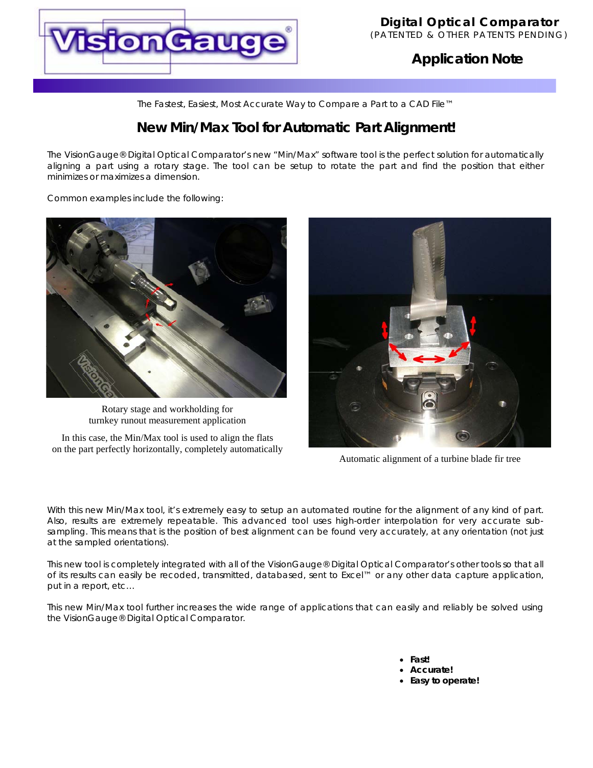**Digital Optical Comparator**
(PATENTED & OTHER PATENTS PENDING)

**Application Note**

The Fastest, Easiest, Most Accurate Way to Compare a Part to a CAD File™

# New Min/Max Tool for Automatic Part Alignment!

The VisionGauge® Digital Optical Comparator's new "Min/Max" software tool is the perfect solution for automatically aligning a part using a rotary stage. The tool can be setup to rotate the part and find the position that either minimizes or maximizes a dimension.

Common examples include the following:

Rotary stage and workholding for turnkey runout measurement application

In this case, the Min/Max tool is used to align the flats on the part perfectly horizontally, completely automatically

Automatic alignment of a turbine blade fir tree

With this new Min/Max tool, it's extremely easy to setup an automated routine for the alignment of any kind of part. Also, results are extremely repeatable. This advanced tool uses high-order interpolation for very accurate sub-sampling. This means that is the position of best alignment can be found very accurately, at any orientation (not just at the sampled orientations).

This new tool is completely integrated with all of the VisionGauge® Digital Optical Comparator's other tools so that all of its results can easily be recoded, transmitted, databased, sent to Excel™ or any other data capture application, put in a report, etc…

This new Min/Max tool further increases the wide range of applications that can easily and reliably be solved using the VisionGauge® Digital Optical Comparator.

- **Fast!**
- **Accurate!**
- **Easy to operate!**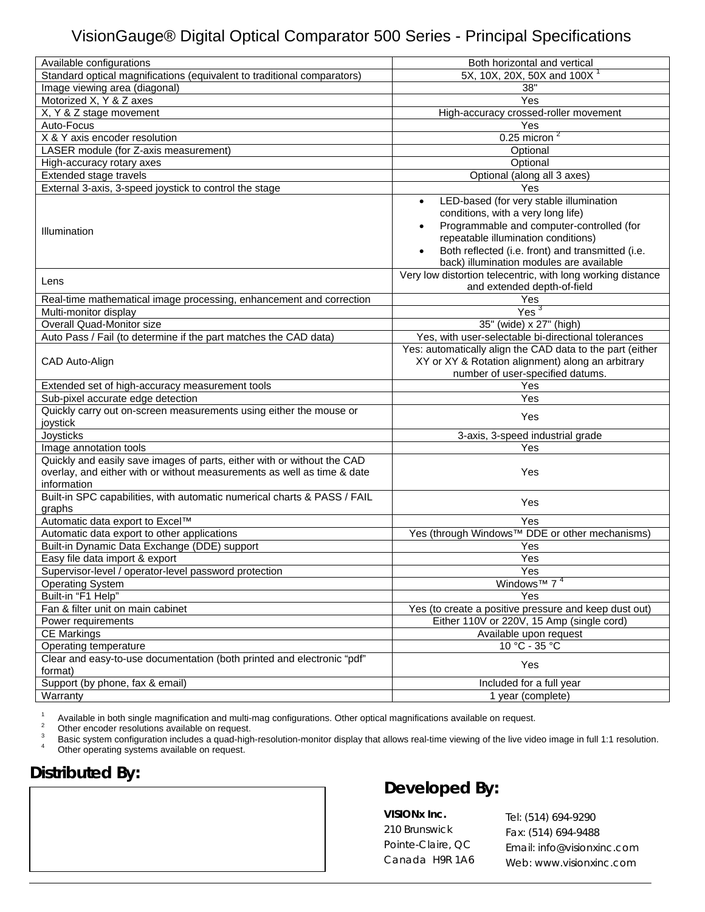# VisionGauge® Digital Optical Comparator 500 Series - Principal Specifications

| | |
|---|---|
| Available configurations | Both horizontal and vertical |
| Standard optical magnifications (equivalent to traditional comparators) | 5X, 10X, 20X, 50X and 100X [1] |
| Image viewing area (diagonal) | 38" |
| Motorized X, Y & Z axes | Yes |
| X, Y & Z stage movement | High-accuracy crossed-roller movement |
| Auto-Focus | Yes |
| X & Y axis encoder resolution | 0.25 micron [2] |
| LASER module (for Z-axis measurement) | Optional |
| High-accuracy rotary axes | Optional |
| Extended stage travels | Optional (along all 3 axes) |
| External 3-axis, 3-speed joystick to control the stage | Yes |
| Illumination | • LED-based (for very stable illumination conditions, with a very long life)<br>• Programmable and computer-controlled (for repeatable illumination conditions)<br>• Both reflected (i.e. front) and transmitted (i.e. back) illumination modules are available |
| Lens | Very low distortion telecentric, with long working distance and extended depth-of-field |
| Real-time mathematical image processing, enhancement and correction | Yes |
| Multi-monitor display | Yes [3] |
| Overall Quad-Monitor size | 35" (wide) x 27" (high) |
| Auto Pass / Fail (to determine if the part matches the CAD data) | Yes, with user-selectable bi-directional tolerances |
| CAD Auto-Align | Yes: automatically align the CAD data to the part (either XY or XY & Rotation alignment) along an arbitrary number of user-specified datums. |
| Extended set of high-accuracy measurement tools | Yes |
| Sub-pixel accurate edge detection | Yes |
| Quickly carry out on-screen measurements using either the mouse or joystick | Yes |
| Joysticks | 3-axis, 3-speed industrial grade |
| Image annotation tools | Yes |
| Quickly and easily save images of parts, either with or without the CAD overlay, and either with or without measurements as well as time & date information | Yes |
| Built-in SPC capabilities, with automatic numerical charts & PASS / FAIL graphs | Yes |
| Automatic data export to Excel™ | Yes |
| Automatic data export to other applications | Yes (through Windows™ DDE or other mechanisms) |
| Built-in Dynamic Data Exchange (DDE) support | Yes |
| Easy file data import & export | Yes |
| Supervisor-level / operator-level password protection | Yes |
| Operating System | Windows™ 7 [4] |
| Built-in "F1 Help" | Yes |
| Fan & filter unit on main cabinet | Yes (to create a positive pressure and keep dust out) |
| Power requirements | Either 110V or 220V, 15 Amp (single cord) |
| CE Markings | Available upon request |
| Operating temperature | 10 °C - 35 °C |
| Clear and easy-to-use documentation (both printed and electronic "pdf" format) | Yes |
| Support (by phone, fax & email) | Included for a full year |
| Warranty | 1 year (complete) |

[1] Available in both single magnification and multi-mag configurations. Other optical magnifications available on request.
[2] Other encoder resolutions available on request.
[3] Basic system configuration includes a quad-high-resolution-monitor display that allows real-time viewing of the live video image in full 1:1 resolution.
[4] Other operating systems available on request.

## Distributed By:

## Developed By:

**VISIONx Inc.**
210 Brunswick
Pointe-Claire, QC
Canada H9R 1A6

Tel: (514) 694-9290
Fax: (514) 694-9488
Email: info@visionxinc.com
Web: www.visionxinc.com